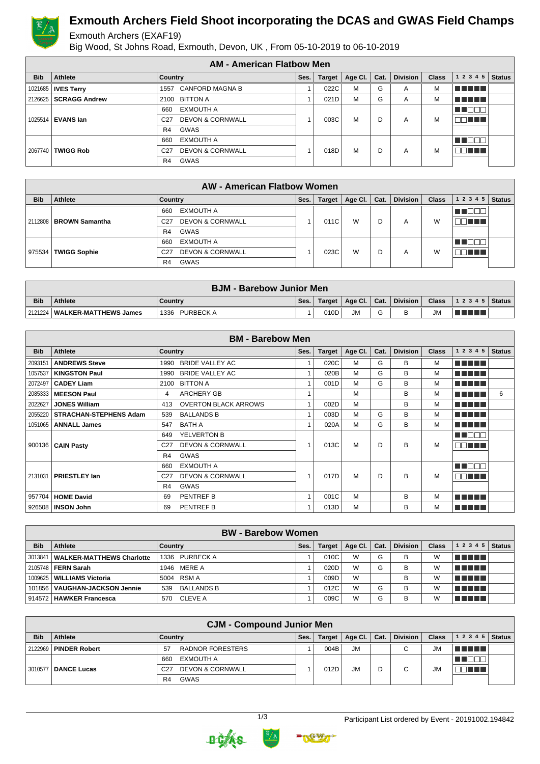# Exmouth Archers Field Shoot incorporating the DCAS and GWAS Field Champs

Exmouth Archers (EXAF19)

Big Wood, St Johns Road, Exmouth, Devon, UK , From 05-10-2019 to 06-10-2019

## AM - American Flatbow Men

| Bib | Athlete | Country | Ses. | Target | Age Cl. | Cat. | Division | Class | 1 2 3 4 5 | Status |
|---|---|---|---|---|---|---|---|---|---|---|
| 1021685 | **IVES Terry** | 1557 CANFORD MAGNA B | 1 | 022C | M | G | A | M | | |
| 2126625 | **SCRAGG Andrew** | 2100 BITTON A | 1 | 021D | M | G | A | M | | |
| 1025514 | **EVANS Ian** | 660 EXMOUTH A<br>C27 DEVON & CORNWALL<br>R4 GWAS | 1 | 003C | M | D | A | M | | |
| 2067740 | **TWIGG Rob** | 660 EXMOUTH A<br>C27 DEVON & CORNWALL<br>R4 GWAS | 1 | 018D | M | D | A | M | | |

## AW - American Flatbow Women

| Bib | Athlete | Country | Ses. | Target | Age Cl. | Cat. | Division | Class | 1 2 3 4 5 | Status |
|---|---|---|---|---|---|---|---|---|---|---|
| 2112808 | **BROWN Samantha** | 660 EXMOUTH A<br>C27 DEVON & CORNWALL<br>R4 GWAS | 1 | 011C | W | D | A | W | | |
| 975534 | **TWIGG Sophie** | 660 EXMOUTH A<br>C27 DEVON & CORNWALL<br>R4 GWAS | 1 | 023C | W | D | A | W | | |

## BJM - Barebow Junior Men

| Bib | Athlete | Country | Ses. | Target | Age Cl. | Cat. | Division | Class | 1 2 3 4 5 | Status |
|---|---|---|---|---|---|---|---|---|---|---|
| 2121224 | **WALKER-MATTHEWS James** | 1336 PURBECK A | 1 | 010D | JM | G | B | JM | | |

## BM - Barebow Men

| Bib | Athlete | Country | Ses. | Target | Age Cl. | Cat. | Division | Class | 1 2 3 4 5 | Status |
|---|---|---|---|---|---|---|---|---|---|---|
| 2093151 | **ANDREWS Steve** | 1990 BRIDE VALLEY AC | 1 | 020C | M | G | B | M | | |
| 1057537 | **KINGSTON Paul** | 1990 BRIDE VALLEY AC | 1 | 020B | M | G | B | M | | |
| 2072497 | **CADEY Liam** | 2100 BITTON A | 1 | 001D | M | G | B | M | | |
| 2085333 | **MEESON Paul** | 4 ARCHERY GB | 1 | | M | | B | M | | 6 |
| 2022627 | **JONES William** | 413 OVERTON BLACK ARROWS | 1 | 002D | M | | B | M | | |
| 2055220 | **STRACHAN-STEPHENS Adam** | 539 BALLANDS B | 1 | 003D | M | G | B | M | | |
| 1051065 | **ANNALL James** | 547 BATH A | 1 | 020A | M | G | B | M | | |
| 900136 | **CAIN Pasty** | 649 YELVERTON B<br>C27 DEVON & CORNWALL<br>R4 GWAS | 1 | 013C | M | D | B | M | | |
| 2131031 | **PRIESTLEY Ian** | 660 EXMOUTH A<br>C27 DEVON & CORNWALL<br>R4 GWAS | 1 | 017D | M | D | B | M | | |
| 957704 | **HOME David** | 69 PENTREF B | 1 | 001C | M | | B | M | | |
| 926508 | **INSON John** | 69 PENTREF B | 1 | 013D | M | | B | M | | |

## BW - Barebow Women

| Bib | Athlete | Country | Ses. | Target | Age Cl. | Cat. | Division | Class | 1 2 3 4 5 | Status |
|---|---|---|---|---|---|---|---|---|---|---|
| 3013841 | **WALKER-MATTHEWS Charlotte** | 1336 PURBECK A | 1 | 010C | W | G | B | W | | |
| 2105748 | **FERN Sarah** | 1946 MERE A | 1 | 020D | W | G | B | W | | |
| 1009625 | **WILLIAMS Victoria** | 5004 RSM A | 1 | 009D | W | | B | W | | |
| 101856 | **VAUGHAN-JACKSON Jennie** | 539 BALLANDS B | 1 | 012C | W | G | B | W | | |
| 914572 | **HAWKER Francesca** | 570 CLEVE A | 1 | 009C | W | G | B | W | | |

## CJM - Compound Junior Men

| Bib | Athlete | Country | Ses. | Target | Age Cl. | Cat. | Division | Class | 1 2 3 4 5 | Status |
|---|---|---|---|---|---|---|---|---|---|---|
| 2122969 | **PINDER Robert** | 57 RADNOR FORESTERS | 1 | 004B | JM | | C | JM | | |
| 3010577 | **DANCE Lucas** | 660 EXMOUTH A<br>C27 DEVON & CORNWALL<br>R4 GWAS | 1 | 012D | JM | D | C | JM | | |

Participant List ordered by Event - 20191002.194842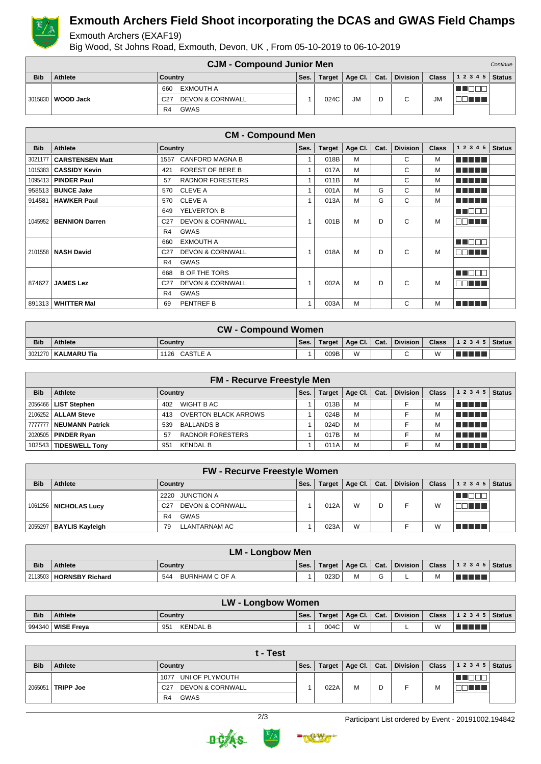# Exmouth Archers Field Shoot incorporating the DCAS and GWAS Field Champs

Exmouth Archers (EXAF19)

Big Wood, St Johns Road, Exmouth, Devon, UK , From 05-10-2019 to 06-10-2019

## CJM - Compound Junior Men

*Continue*

| Bib | Athlete | Country | Ses. | Target | Age Cl. | Cat. | Division | Class | 1 2 3 4 5 | Status |
|---|---|---|---|---|---|---|---|---|---|---|
| 3015830 | **WOOD Jack** | 660 EXMOUTH A<br>C27 DEVON & CORNWALL<br>R4 GWAS | 1 | 024C | JM | D | C | JM | | |

## CM - Compound Men

| Bib | Athlete | Country | Ses. | Target | Age Cl. | Cat. | Division | Class | 1 2 3 4 5 | Status |
|---|---|---|---|---|---|---|---|---|---|---|
| 3021177 | **CARSTENSEN Matt** | 1557 CANFORD MAGNA B | 1 | 018B | M | | C | M | | |
| 1015383 | **CASSIDY Kevin** | 421 FOREST OF BERE B | 1 | 017A | M | | C | M | | |
| 1095413 | **PINDER Paul** | 57 RADNOR FORESTERS | 1 | 011B | M | | C | M | | |
| 958513 | **BUNCE Jake** | 570 CLEVE A | 1 | 001A | M | G | C | M | | |
| 914581 | **HAWKER Paul** | 570 CLEVE A | 1 | 013A | M | G | C | M | | |
| 1045952 | **BENNION Darren** | 649 YELVERTON B<br>C27 DEVON & CORNWALL<br>R4 GWAS | 1 | 001B | M | D | C | M | | |
| 2101558 | **NASH David** | 660 EXMOUTH A<br>C27 DEVON & CORNWALL<br>R4 GWAS | 1 | 018A | M | D | C | M | | |
| 874627 | **JAMES Lez** | 668 B OF THE TORS<br>C27 DEVON & CORNWALL<br>R4 GWAS | 1 | 002A | M | D | C | M | | |
| 891313 | **WHITTER Mal** | 69 PENTREF B | 1 | 003A | M | | C | M | | |

## CW - Compound Women

| Bib | Athlete | Country | Ses. | Target | Age Cl. | Cat. | Division | Class | 1 2 3 4 5 | Status |
|---|---|---|---|---|---|---|---|---|---|---|
| 3021270 | **KALMARU Tia** | 1126 CASTLE A | 1 | 009B | W | | C | W | | |

## FM - Recurve Freestyle Men

| Bib | Athlete | Country | Ses. | Target | Age Cl. | Cat. | Division | Class | 1 2 3 4 5 | Status |
|---|---|---|---|---|---|---|---|---|---|---|
| 2056466 | **LIST Stephen** | 402 WIGHT B AC | 1 | 013B | M | | F | M | | |
| 2106252 | **ALLAM Steve** | 413 OVERTON BLACK ARROWS | 1 | 024B | M | | F | M | | |
| 7777777 | **NEUMANN Patrick** | 539 BALLANDS B | 1 | 024D | M | | F | M | | |
| 2020505 | **PINDER Ryan** | 57 RADNOR FORESTERS | 1 | 017B | M | | F | M | | |
| 102543 | **TIDESWELL Tony** | 951 KENDAL B | 1 | 011A | M | | F | M | | |

## FW - Recurve Freestyle Women

| Bib | Athlete | Country | Ses. | Target | Age Cl. | Cat. | Division | Class | 1 2 3 4 5 | Status |
|---|---|---|---|---|---|---|---|---|---|---|
| 1061256 | **NICHOLAS Lucy** | 2220 JUNCTION A<br>C27 DEVON & CORNWALL<br>R4 GWAS | 1 | 012A | W | D | F | W | | |
| 2055297 | **BAYLIS Kayleigh** | 79 LLANTARNAM AC | 1 | 023A | W | | F | W | | |

## LM - Longbow Men

| Bib | Athlete | Country | Ses. | Target | Age Cl. | Cat. | Division | Class | 1 2 3 4 5 | Status |
|---|---|---|---|---|---|---|---|---|---|---|
| 2113503 | **HORNSBY Richard** | 544 BURNHAM C OF A | 1 | 023D | M | G | L | M | | |

## LW - Longbow Women

| Bib | Athlete | Country | Ses. | Target | Age Cl. | Cat. | Division | Class | 1 2 3 4 5 | Status |
|---|---|---|---|---|---|---|---|---|---|---|
| 994340 | **WISE Freya** | 951 KENDAL B | 1 | 004C | W | | L | W | | |

## t - Test

| Bib | Athlete | Country | Ses. | Target | Age Cl. | Cat. | Division | Class | 1 2 3 4 5 | Status |
|---|---|---|---|---|---|---|---|---|---|---|
| 2065051 | **TRIPP Joe** | 1077 UNI OF PLYMOUTH<br>C27 DEVON & CORNWALL<br>R4 GWAS | 1 | 022A | M | D | F | M | | |

Participant List ordered by Event - 20191002.194842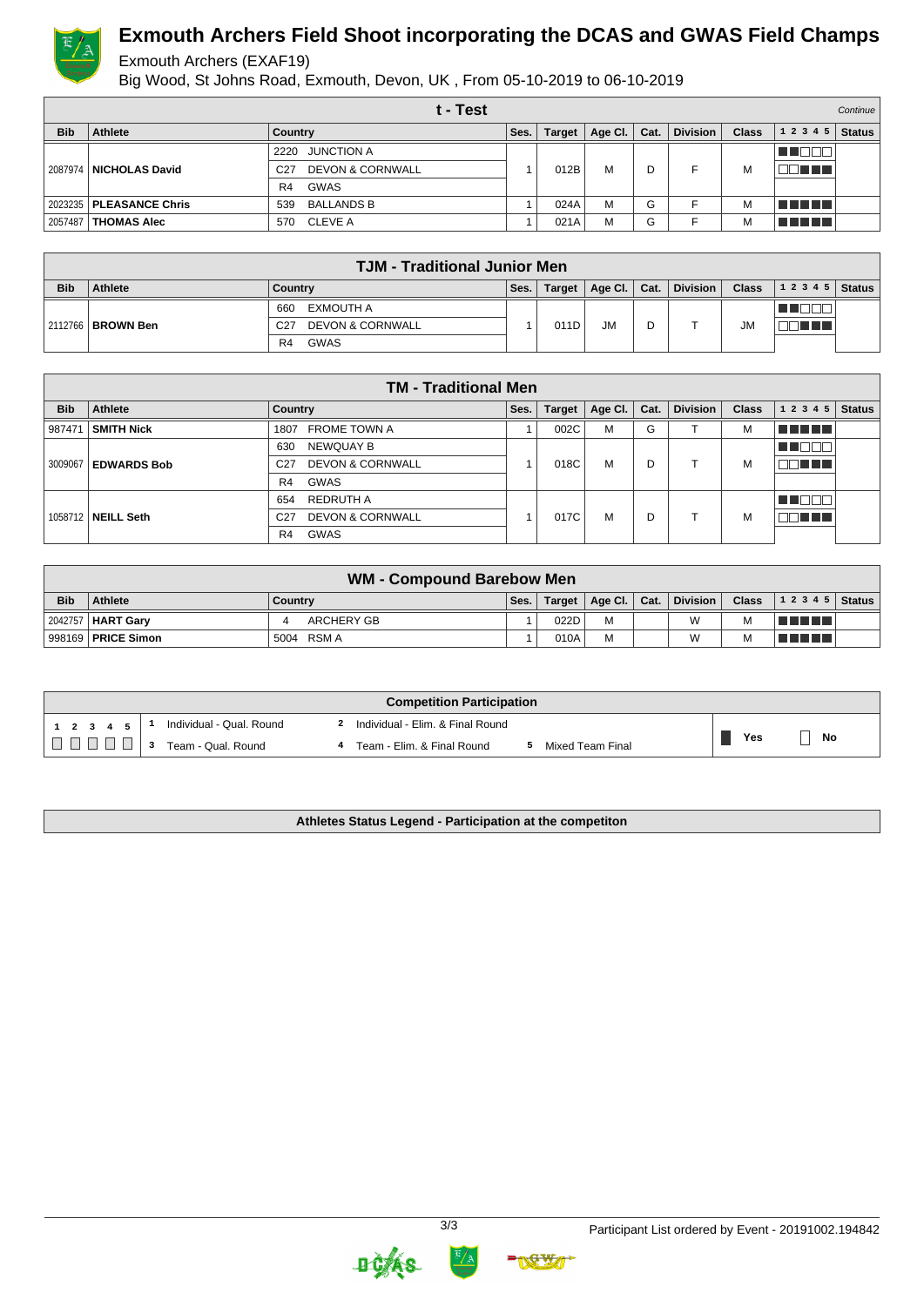# Exmouth Archers Field Shoot incorporating the DCAS and GWAS Field Champs

Exmouth Archers (EXAF19)

Big Wood, St Johns Road, Exmouth, Devon, UK , From 05-10-2019 to 06-10-2019

## t - Test

*Continue*

| Bib | Athlete | Country | Ses. | Target | Age Cl. | Cat. | Division | Class | 1 2 3 4 5 | Status |
|---|---|---|---|---|---|---|---|---|---|---|
| 2087974 | NICHOLAS David | 2220 JUNCTION A / C27 DEVON & CORNWALL / R4 GWAS | 1 | 012B | M | D | F | M | | |
| 2023235 | PLEASANCE Chris | 539 BALLANDS B | 1 | 024A | M | G | F | M | | |
| 2057487 | THOMAS Alec | 570 CLEVE A | 1 | 021A | M | G | F | M | | |

## TJM - Traditional Junior Men

| Bib | Athlete | Country | Ses. | Target | Age Cl. | Cat. | Division | Class | 1 2 3 4 5 | Status |
|---|---|---|---|---|---|---|---|---|---|---|
| 2112766 | BROWN Ben | 660 EXMOUTH A / C27 DEVON & CORNWALL / R4 GWAS | 1 | 011D | JM | D | T | JM | | |

## TM - Traditional Men

| Bib | Athlete | Country | Ses. | Target | Age Cl. | Cat. | Division | Class | 1 2 3 4 5 | Status |
|---|---|---|---|---|---|---|---|---|---|---|
| 987471 | SMITH Nick | 1807 FROME TOWN A | 1 | 002C | M | G | T | M | | |
| 3009067 | EDWARDS Bob | 630 NEWQUAY B / C27 DEVON & CORNWALL / R4 GWAS | 1 | 018C | M | D | T | M | | |
| 1058712 | NEILL Seth | 654 REDRUTH A / C27 DEVON & CORNWALL / R4 GWAS | 1 | 017C | M | D | T | M | | |

## WM - Compound Barebow Men

| Bib | Athlete | Country | Ses. | Target | Age Cl. | Cat. | Division | Class | 1 2 3 4 5 | Status |
|---|---|---|---|---|---|---|---|---|---|---|
| 2042757 | HART Gary | 4 ARCHERY GB | 1 | 022D | M | | W | M | | |
| 998169 | PRICE Simon | 5004 RSM A | 1 | 010A | M | | W | M | | |

## Competition Participation

| | | | |
|---|---|---|---|
| 1 2 3 4 5 | 1 Individual - Qual. Round | 2 Individual - Elim. & Final Round | Yes |
| | 3 Team - Qual. Round | 4 Team - Elim. & Final Round / 5 Mixed Team Final | No |

**Athletes Status Legend - Participation at the competiton**

Participant List ordered by Event - 20191002.194842